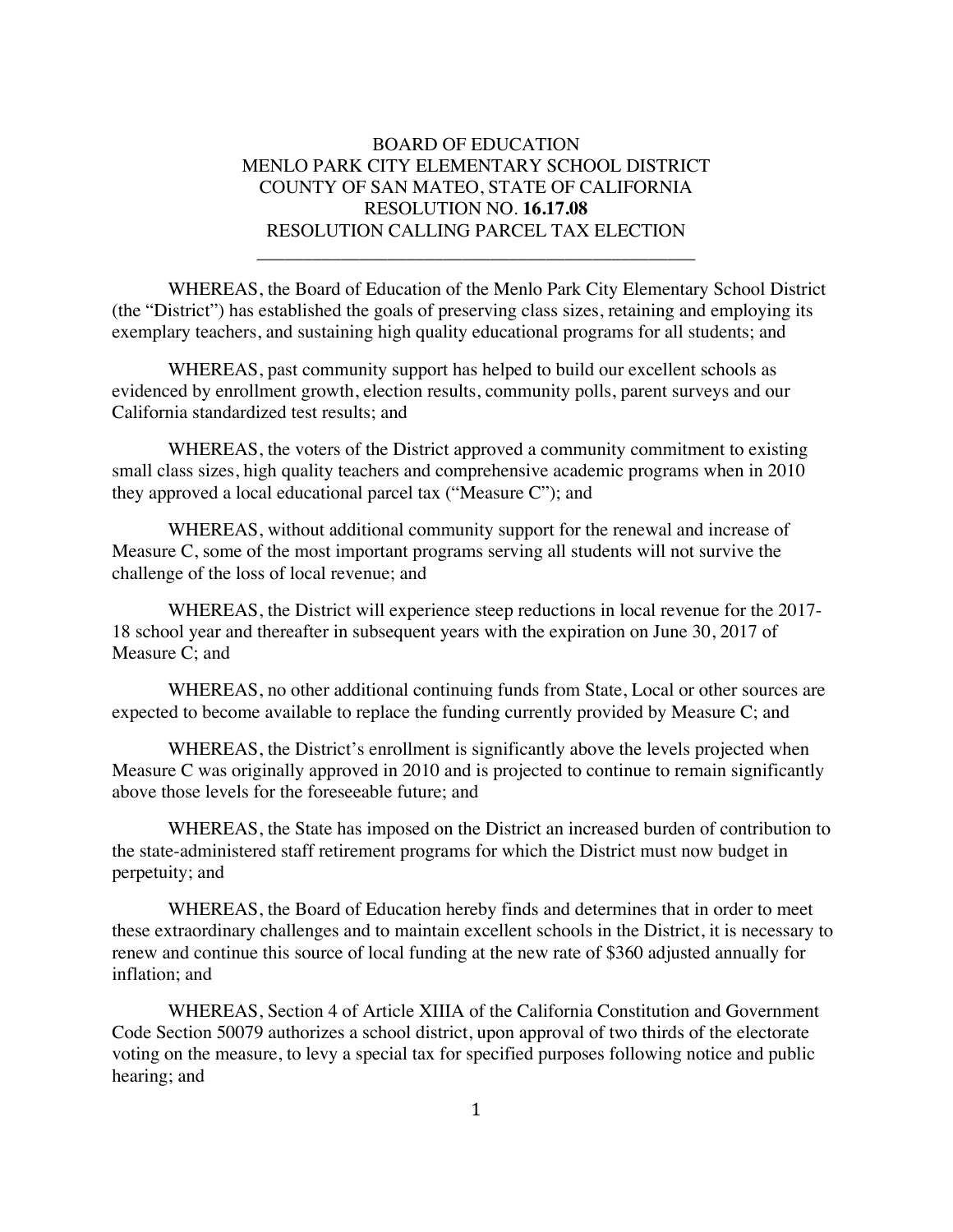# BOARD OF EDUCATION
## MENLO PARK CITY ELEMENTARY SCHOOL DISTRICT
## COUNTY OF SAN MATEO, STATE OF CALIFORNIA
## RESOLUTION NO. **16.17.08**
## RESOLUTION CALLING PARCEL TAX ELECTION

---

WHEREAS, the Board of Education of the Menlo Park City Elementary School District (the "District") has established the goals of preserving class sizes, retaining and employing its exemplary teachers, and sustaining high quality educational programs for all students; and

WHEREAS, past community support has helped to build our excellent schools as evidenced by enrollment growth, election results, community polls, parent surveys and our California standardized test results; and

WHEREAS, the voters of the District approved a community commitment to existing small class sizes, high quality teachers and comprehensive academic programs when in 2010 they approved a local educational parcel tax ("Measure C"); and

WHEREAS, without additional community support for the renewal and increase of Measure C, some of the most important programs serving all students will not survive the challenge of the loss of local revenue; and

WHEREAS, the District will experience steep reductions in local revenue for the 2017-18 school year and thereafter in subsequent years with the expiration on June 30, 2017 of Measure C; and

WHEREAS, no other additional continuing funds from State, Local or other sources are expected to become available to replace the funding currently provided by Measure C; and

WHEREAS, the District's enrollment is significantly above the levels projected when Measure C was originally approved in 2010 and is projected to continue to remain significantly above those levels for the foreseeable future; and

WHEREAS, the State has imposed on the District an increased burden of contribution to the state-administered staff retirement programs for which the District must now budget in perpetuity; and

WHEREAS, the Board of Education hereby finds and determines that in order to meet these extraordinary challenges and to maintain excellent schools in the District, it is necessary to renew and continue this source of local funding at the new rate of $360 adjusted annually for inflation; and

WHEREAS, Section 4 of Article XIIIA of the California Constitution and Government Code Section 50079 authorizes a school district, upon approval of two thirds of the electorate voting on the measure, to levy a special tax for specified purposes following notice and public hearing; and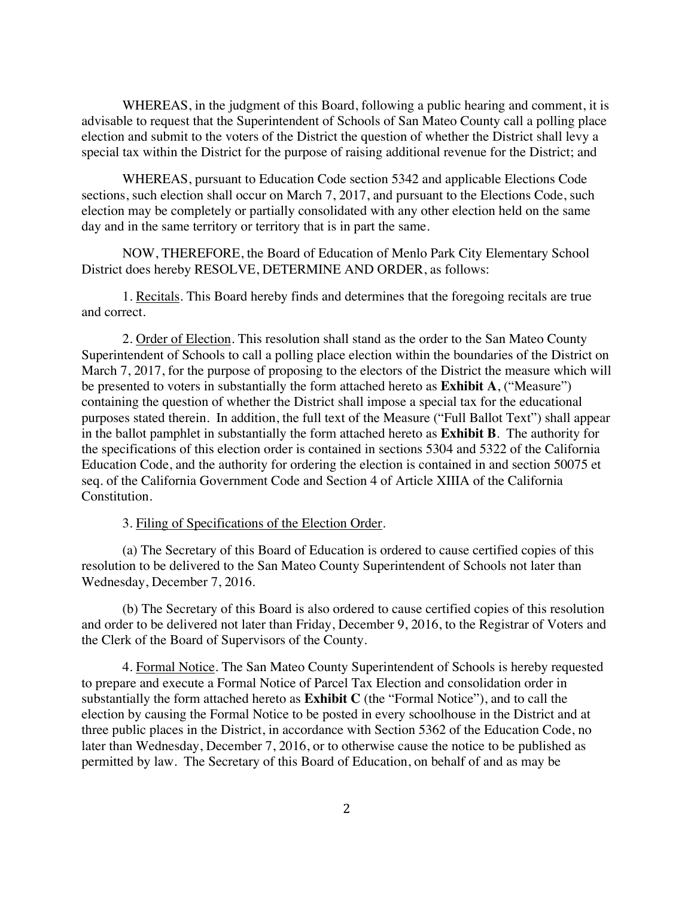WHEREAS, in the judgment of this Board, following a public hearing and comment, it is advisable to request that the Superintendent of Schools of San Mateo County call a polling place election and submit to the voters of the District the question of whether the District shall levy a special tax within the District for the purpose of raising additional revenue for the District; and

WHEREAS, pursuant to Education Code section 5342 and applicable Elections Code sections, such election shall occur on March 7, 2017, and pursuant to the Elections Code, such election may be completely or partially consolidated with any other election held on the same day and in the same territory or territory that is in part the same.

NOW, THEREFORE, the Board of Education of Menlo Park City Elementary School District does hereby RESOLVE, DETERMINE AND ORDER, as follows:

1. <u>Recitals</u>. This Board hereby finds and determines that the foregoing recitals are true and correct.

2. <u>Order of Election</u>. This resolution shall stand as the order to the San Mateo County Superintendent of Schools to call a polling place election within the boundaries of the District on March 7, 2017, for the purpose of proposing to the electors of the District the measure which will be presented to voters in substantially the form attached hereto as **Exhibit A**, ("Measure") containing the question of whether the District shall impose a special tax for the educational purposes stated therein. In addition, the full text of the Measure ("Full Ballot Text") shall appear in the ballot pamphlet in substantially the form attached hereto as **Exhibit B**. The authority for the specifications of this election order is contained in sections 5304 and 5322 of the California Education Code, and the authority for ordering the election is contained in and section 50075 et seq. of the California Government Code and Section 4 of Article XIIIA of the California Constitution.

3. <u>Filing of Specifications of the Election Order</u>.

(a) The Secretary of this Board of Education is ordered to cause certified copies of this resolution to be delivered to the San Mateo County Superintendent of Schools not later than Wednesday, December 7, 2016.

(b) The Secretary of this Board is also ordered to cause certified copies of this resolution and order to be delivered not later than Friday, December 9, 2016, to the Registrar of Voters and the Clerk of the Board of Supervisors of the County.

4. <u>Formal Notice</u>. The San Mateo County Superintendent of Schools is hereby requested to prepare and execute a Formal Notice of Parcel Tax Election and consolidation order in substantially the form attached hereto as **Exhibit C** (the "Formal Notice"), and to call the election by causing the Formal Notice to be posted in every schoolhouse in the District and at three public places in the District, in accordance with Section 5362 of the Education Code, no later than Wednesday, December 7, 2016, or to otherwise cause the notice to be published as permitted by law. The Secretary of this Board of Education, on behalf of and as may be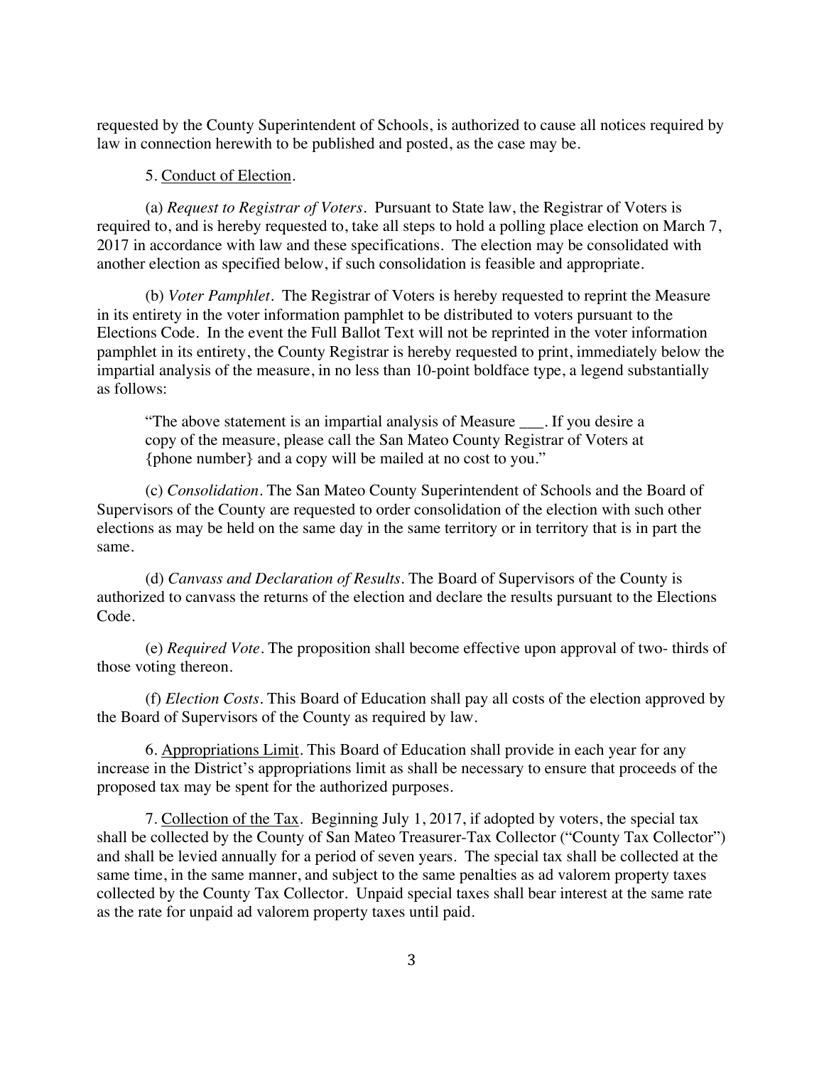requested by the County Superintendent of Schools, is authorized to cause all notices required by law in connection herewith to be published and posted, as the case may be.

5. Conduct of Election.

(a) *Request to Registrar of Voters*. Pursuant to State law, the Registrar of Voters is required to, and is hereby requested to, take all steps to hold a polling place election on March 7, 2017 in accordance with law and these specifications. The election may be consolidated with another election as specified below, if such consolidation is feasible and appropriate.

(b) *Voter Pamphlet*. The Registrar of Voters is hereby requested to reprint the Measure in its entirety in the voter information pamphlet to be distributed to voters pursuant to the Elections Code. In the event the Full Ballot Text will not be reprinted in the voter information pamphlet in its entirety, the County Registrar is hereby requested to print, immediately below the impartial analysis of the measure, in no less than 10-point boldface type, a legend substantially as follows:

> "The above statement is an impartial analysis of Measure ___. If you desire a copy of the measure, please call the San Mateo County Registrar of Voters at {phone number} and a copy will be mailed at no cost to you."

(c) *Consolidation*. The San Mateo County Superintendent of Schools and the Board of Supervisors of the County are requested to order consolidation of the election with such other elections as may be held on the same day in the same territory or in territory that is in part the same.

(d) *Canvass and Declaration of Results*. The Board of Supervisors of the County is authorized to canvass the returns of the election and declare the results pursuant to the Elections Code.

(e) *Required Vote*. The proposition shall become effective upon approval of two- thirds of those voting thereon.

(f) *Election Costs*. This Board of Education shall pay all costs of the election approved by the Board of Supervisors of the County as required by law.

6. Appropriations Limit. This Board of Education shall provide in each year for any increase in the District's appropriations limit as shall be necessary to ensure that proceeds of the proposed tax may be spent for the authorized purposes.

7. Collection of the Tax. Beginning July 1, 2017, if adopted by voters, the special tax shall be collected by the County of San Mateo Treasurer-Tax Collector ("County Tax Collector") and shall be levied annually for a period of seven years. The special tax shall be collected at the same time, in the same manner, and subject to the same penalties as ad valorem property taxes collected by the County Tax Collector. Unpaid special taxes shall bear interest at the same rate as the rate for unpaid ad valorem property taxes until paid.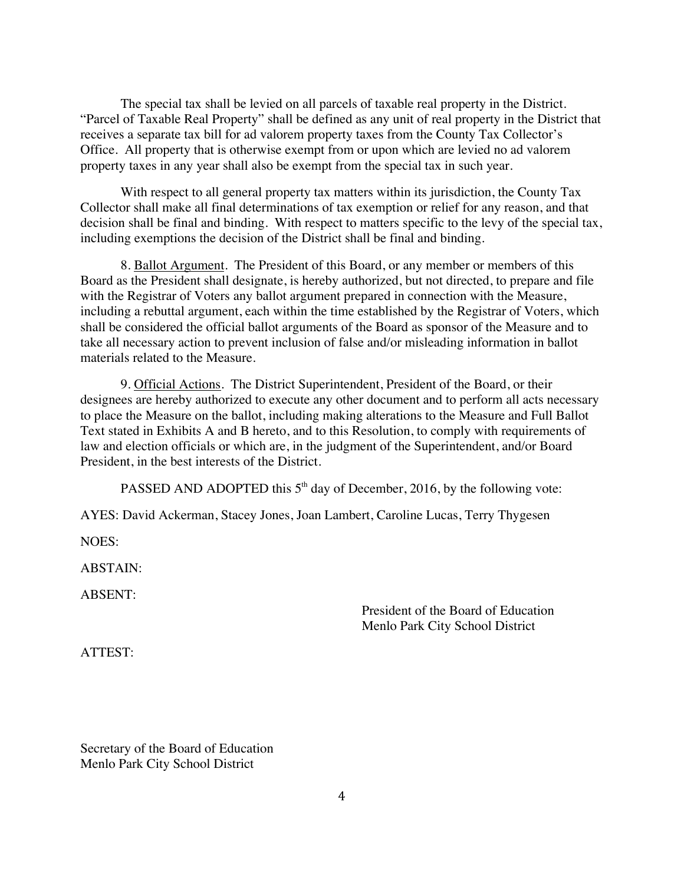The special tax shall be levied on all parcels of taxable real property in the District. "Parcel of Taxable Real Property" shall be defined as any unit of real property in the District that receives a separate tax bill for ad valorem property taxes from the County Tax Collector's Office. All property that is otherwise exempt from or upon which are levied no ad valorem property taxes in any year shall also be exempt from the special tax in such year.

With respect to all general property tax matters within its jurisdiction, the County Tax Collector shall make all final determinations of tax exemption or relief for any reason, and that decision shall be final and binding. With respect to matters specific to the levy of the special tax, including exemptions the decision of the District shall be final and binding.

8. Ballot Argument. The President of this Board, or any member or members of this Board as the President shall designate, is hereby authorized, but not directed, to prepare and file with the Registrar of Voters any ballot argument prepared in connection with the Measure, including a rebuttal argument, each within the time established by the Registrar of Voters, which shall be considered the official ballot arguments of the Board as sponsor of the Measure and to take all necessary action to prevent inclusion of false and/or misleading information in ballot materials related to the Measure.

9. Official Actions. The District Superintendent, President of the Board, or their designees are hereby authorized to execute any other document and to perform all acts necessary to place the Measure on the ballot, including making alterations to the Measure and Full Ballot Text stated in Exhibits A and B hereto, and to this Resolution, to comply with requirements of law and election officials or which are, in the judgment of the Superintendent, and/or Board President, in the best interests of the District.

PASSED AND ADOPTED this 5th day of December, 2016, by the following vote:

AYES: David Ackerman, Stacey Jones, Joan Lambert, Caroline Lucas, Terry Thygesen

NOES:

ABSTAIN:

ABSENT:

President of the Board of Education
Menlo Park City School District

ATTEST:

Secretary of the Board of Education
Menlo Park City School District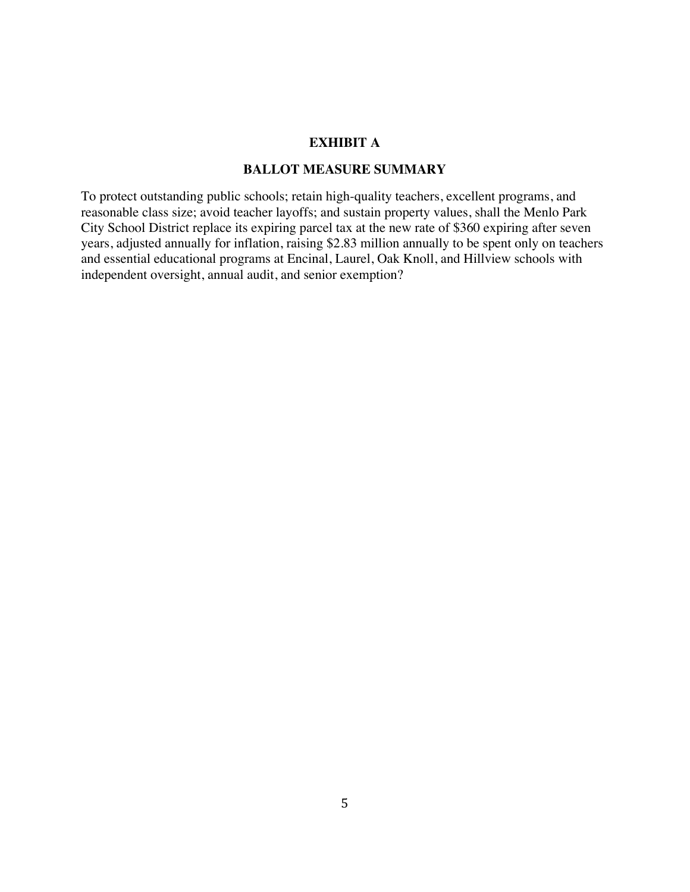# EXHIBIT A

## BALLOT MEASURE SUMMARY

To protect outstanding public schools; retain high-quality teachers, excellent programs, and reasonable class size; avoid teacher layoffs; and sustain property values, shall the Menlo Park City School District replace its expiring parcel tax at the new rate of $360 expiring after seven years, adjusted annually for inflation, raising $2.83 million annually to be spent only on teachers and essential educational programs at Encinal, Laurel, Oak Knoll, and Hillview schools with independent oversight, annual audit, and senior exemption?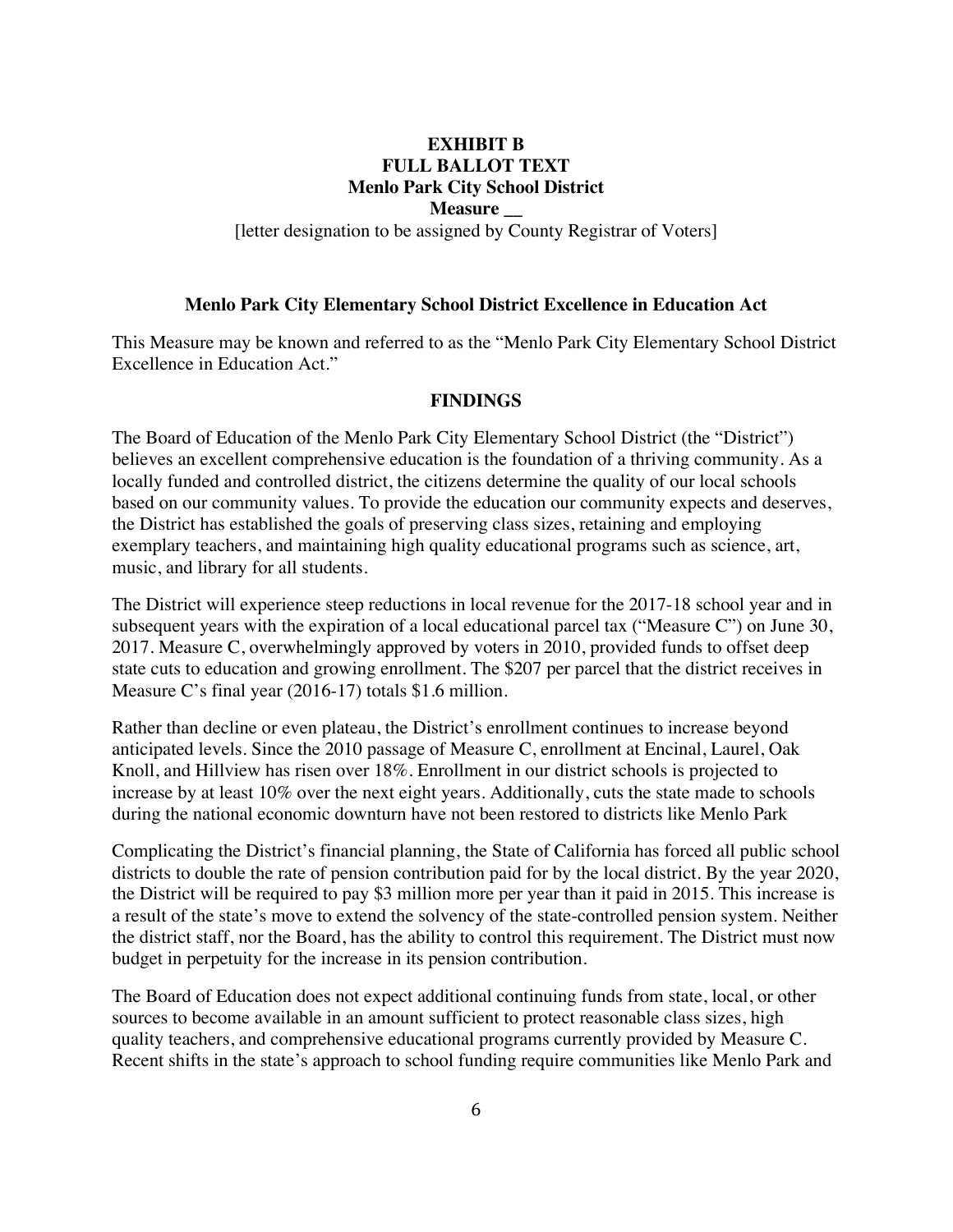**EXHIBIT B**
**FULL BALLOT TEXT**
**Menlo Park City School District**
**Measure __**

[letter designation to be assigned by County Registrar of Voters]

## Menlo Park City Elementary School District Excellence in Education Act

This Measure may be known and referred to as the "Menlo Park City Elementary School District Excellence in Education Act."

## FINDINGS

The Board of Education of the Menlo Park City Elementary School District (the "District") believes an excellent comprehensive education is the foundation of a thriving community. As a locally funded and controlled district, the citizens determine the quality of our local schools based on our community values. To provide the education our community expects and deserves, the District has established the goals of preserving class sizes, retaining and employing exemplary teachers, and maintaining high quality educational programs such as science, art, music, and library for all students.

The District will experience steep reductions in local revenue for the 2017-18 school year and in subsequent years with the expiration of a local educational parcel tax ("Measure C") on June 30, 2017. Measure C, overwhelmingly approved by voters in 2010, provided funds to offset deep state cuts to education and growing enrollment. The $207 per parcel that the district receives in Measure C's final year (2016-17) totals $1.6 million.

Rather than decline or even plateau, the District's enrollment continues to increase beyond anticipated levels. Since the 2010 passage of Measure C, enrollment at Encinal, Laurel, Oak Knoll, and Hillview has risen over 18%. Enrollment in our district schools is projected to increase by at least 10% over the next eight years. Additionally, cuts the state made to schools during the national economic downturn have not been restored to districts like Menlo Park

Complicating the District's financial planning, the State of California has forced all public school districts to double the rate of pension contribution paid for by the local district. By the year 2020, the District will be required to pay $3 million more per year than it paid in 2015. This increase is a result of the state's move to extend the solvency of the state-controlled pension system. Neither the district staff, nor the Board, has the ability to control this requirement. The District must now budget in perpetuity for the increase in its pension contribution.

The Board of Education does not expect additional continuing funds from state, local, or other sources to become available in an amount sufficient to protect reasonable class sizes, high quality teachers, and comprehensive educational programs currently provided by Measure C. Recent shifts in the state's approach to school funding require communities like Menlo Park and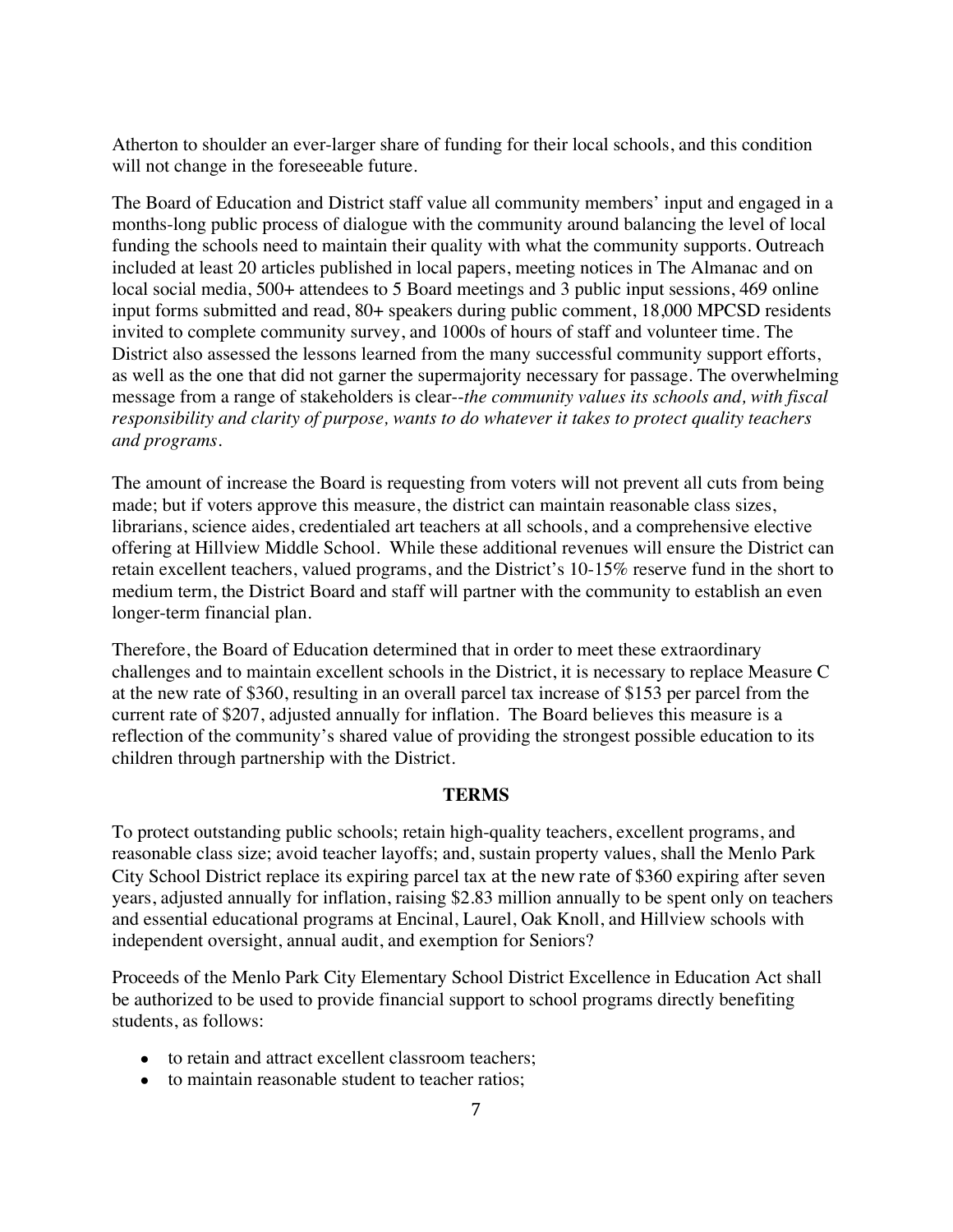Atherton to shoulder an ever-larger share of funding for their local schools, and this condition will not change in the foreseeable future.

The Board of Education and District staff value all community members' input and engaged in a months-long public process of dialogue with the community around balancing the level of local funding the schools need to maintain their quality with what the community supports. Outreach included at least 20 articles published in local papers, meeting notices in The Almanac and on local social media, 500+ attendees to 5 Board meetings and 3 public input sessions, 469 online input forms submitted and read, 80+ speakers during public comment, 18,000 MPCSD residents invited to complete community survey, and 1000s of hours of staff and volunteer time. The District also assessed the lessons learned from the many successful community support efforts, as well as the one that did not garner the supermajority necessary for passage. The overwhelming message from a range of stakeholders is clear--*the community values its schools and, with fiscal responsibility and clarity of purpose, wants to do whatever it takes to protect quality teachers and programs.*

The amount of increase the Board is requesting from voters will not prevent all cuts from being made; but if voters approve this measure, the district can maintain reasonable class sizes, librarians, science aides, credentialed art teachers at all schools, and a comprehensive elective offering at Hillview Middle School. While these additional revenues will ensure the District can retain excellent teachers, valued programs, and the District's 10-15% reserve fund in the short to medium term, the District Board and staff will partner with the community to establish an even longer-term financial plan.

Therefore, the Board of Education determined that in order to meet these extraordinary challenges and to maintain excellent schools in the District, it is necessary to replace Measure C at the new rate of $360, resulting in an overall parcel tax increase of $153 per parcel from the current rate of $207, adjusted annually for inflation. The Board believes this measure is a reflection of the community's shared value of providing the strongest possible education to its children through partnership with the District.

## TERMS

To protect outstanding public schools; retain high-quality teachers, excellent programs, and reasonable class size; avoid teacher layoffs; and, sustain property values, shall the Menlo Park City School District replace its expiring parcel tax at the new rate of $360 expiring after seven years, adjusted annually for inflation, raising $2.83 million annually to be spent only on teachers and essential educational programs at Encinal, Laurel, Oak Knoll, and Hillview schools with independent oversight, annual audit, and exemption for Seniors?

Proceeds of the Menlo Park City Elementary School District Excellence in Education Act shall be authorized to be used to provide financial support to school programs directly benefiting students, as follows:

- to retain and attract excellent classroom teachers;
- to maintain reasonable student to teacher ratios;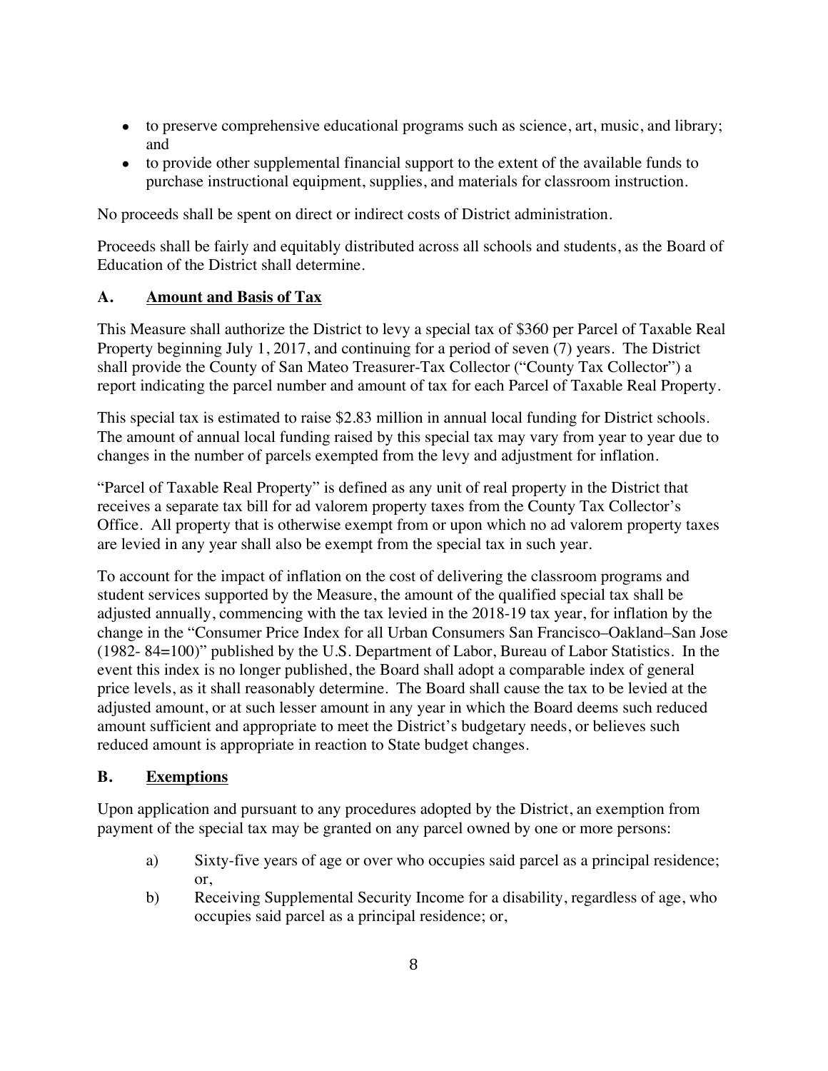- to preserve comprehensive educational programs such as science, art, music, and library; and
- to provide other supplemental financial support to the extent of the available funds to purchase instructional equipment, supplies, and materials for classroom instruction.

No proceeds shall be spent on direct or indirect costs of District administration.

Proceeds shall be fairly and equitably distributed across all schools and students, as the Board of Education of the District shall determine.

## A. <u>Amount and Basis of Tax</u>

This Measure shall authorize the District to levy a special tax of $360 per Parcel of Taxable Real Property beginning July 1, 2017, and continuing for a period of seven (7) years. The District shall provide the County of San Mateo Treasurer-Tax Collector ("County Tax Collector") a report indicating the parcel number and amount of tax for each Parcel of Taxable Real Property.

This special tax is estimated to raise $2.83 million in annual local funding for District schools. The amount of annual local funding raised by this special tax may vary from year to year due to changes in the number of parcels exempted from the levy and adjustment for inflation.

"Parcel of Taxable Real Property" is defined as any unit of real property in the District that receives a separate tax bill for ad valorem property taxes from the County Tax Collector's Office. All property that is otherwise exempt from or upon which no ad valorem property taxes are levied in any year shall also be exempt from the special tax in such year.

To account for the impact of inflation on the cost of delivering the classroom programs and student services supported by the Measure, the amount of the qualified special tax shall be adjusted annually, commencing with the tax levied in the 2018-19 tax year, for inflation by the change in the "Consumer Price Index for all Urban Consumers San Francisco–Oakland–San Jose (1982- 84=100)" published by the U.S. Department of Labor, Bureau of Labor Statistics. In the event this index is no longer published, the Board shall adopt a comparable index of general price levels, as it shall reasonably determine. The Board shall cause the tax to be levied at the adjusted amount, or at such lesser amount in any year in which the Board deems such reduced amount sufficient and appropriate to meet the District's budgetary needs, or believes such reduced amount is appropriate in reaction to State budget changes.

## B. <u>Exemptions</u>

Upon application and pursuant to any procedures adopted by the District, an exemption from payment of the special tax may be granted on any parcel owned by one or more persons:

a) Sixty-five years of age or over who occupies said parcel as a principal residence; or,

b) Receiving Supplemental Security Income for a disability, regardless of age, who occupies said parcel as a principal residence; or,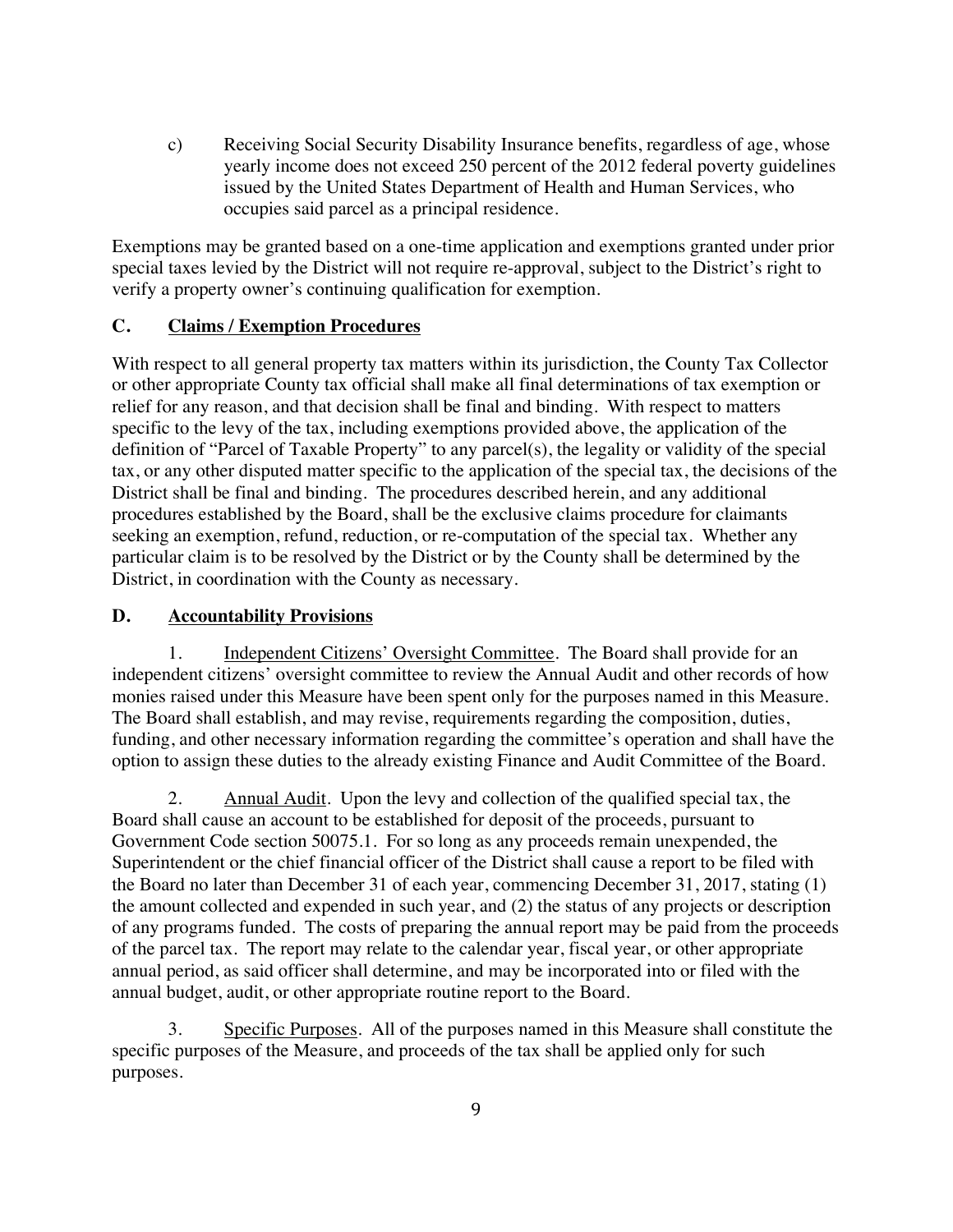c) Receiving Social Security Disability Insurance benefits, regardless of age, whose yearly income does not exceed 250 percent of the 2012 federal poverty guidelines issued by the United States Department of Health and Human Services, who occupies said parcel as a principal residence.

Exemptions may be granted based on a one-time application and exemptions granted under prior special taxes levied by the District will not require re-approval, subject to the District's right to verify a property owner's continuing qualification for exemption.

## C. Claims / Exemption Procedures

With respect to all general property tax matters within its jurisdiction, the County Tax Collector or other appropriate County tax official shall make all final determinations of tax exemption or relief for any reason, and that decision shall be final and binding. With respect to matters specific to the levy of the tax, including exemptions provided above, the application of the definition of "Parcel of Taxable Property" to any parcel(s), the legality or validity of the special tax, or any other disputed matter specific to the application of the special tax, the decisions of the District shall be final and binding. The procedures described herein, and any additional procedures established by the Board, shall be the exclusive claims procedure for claimants seeking an exemption, refund, reduction, or re-computation of the special tax. Whether any particular claim is to be resolved by the District or by the County shall be determined by the District, in coordination with the County as necessary.

## D. Accountability Provisions

1. Independent Citizens' Oversight Committee. The Board shall provide for an independent citizens' oversight committee to review the Annual Audit and other records of how monies raised under this Measure have been spent only for the purposes named in this Measure. The Board shall establish, and may revise, requirements regarding the composition, duties, funding, and other necessary information regarding the committee's operation and shall have the option to assign these duties to the already existing Finance and Audit Committee of the Board.

2. Annual Audit. Upon the levy and collection of the qualified special tax, the Board shall cause an account to be established for deposit of the proceeds, pursuant to Government Code section 50075.1. For so long as any proceeds remain unexpended, the Superintendent or the chief financial officer of the District shall cause a report to be filed with the Board no later than December 31 of each year, commencing December 31, 2017, stating (1) the amount collected and expended in such year, and (2) the status of any projects or description of any programs funded. The costs of preparing the annual report may be paid from the proceeds of the parcel tax. The report may relate to the calendar year, fiscal year, or other appropriate annual period, as said officer shall determine, and may be incorporated into or filed with the annual budget, audit, or other appropriate routine report to the Board.

3. Specific Purposes. All of the purposes named in this Measure shall constitute the specific purposes of the Measure, and proceeds of the tax shall be applied only for such purposes.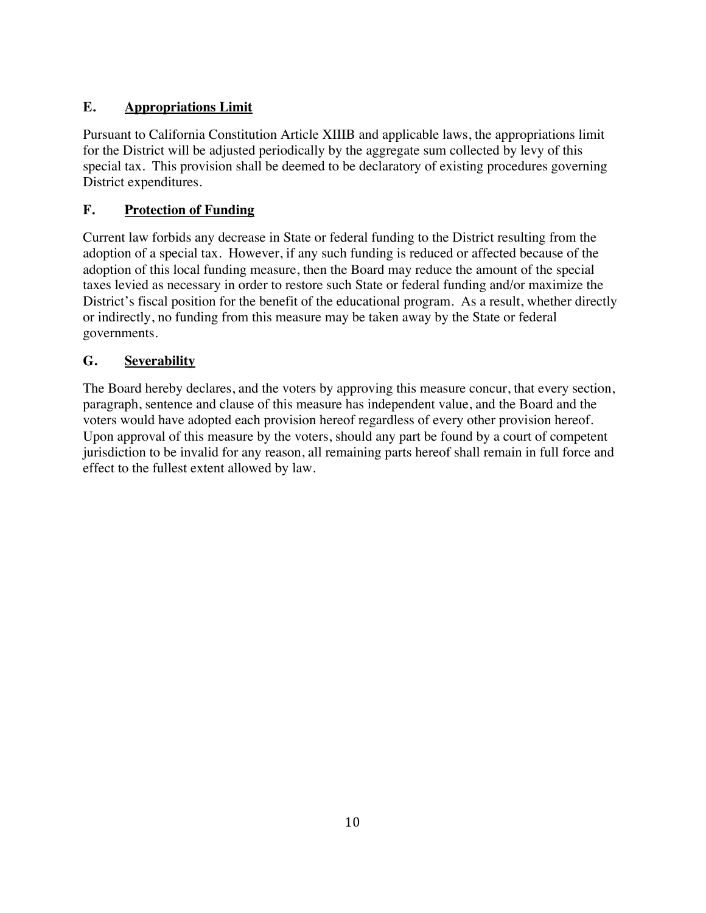### E. Appropriations Limit

Pursuant to California Constitution Article XIIIB and applicable laws, the appropriations limit for the District will be adjusted periodically by the aggregate sum collected by levy of this special tax. This provision shall be deemed to be declaratory of existing procedures governing District expenditures.

### F. Protection of Funding

Current law forbids any decrease in State or federal funding to the District resulting from the adoption of a special tax. However, if any such funding is reduced or affected because of the adoption of this local funding measure, then the Board may reduce the amount of the special taxes levied as necessary in order to restore such State or federal funding and/or maximize the District's fiscal position for the benefit of the educational program. As a result, whether directly or indirectly, no funding from this measure may be taken away by the State or federal governments.

### G. Severability

The Board hereby declares, and the voters by approving this measure concur, that every section, paragraph, sentence and clause of this measure has independent value, and the Board and the voters would have adopted each provision hereof regardless of every other provision hereof. Upon approval of this measure by the voters, should any part be found by a court of competent jurisdiction to be invalid for any reason, all remaining parts hereof shall remain in full force and effect to the fullest extent allowed by law.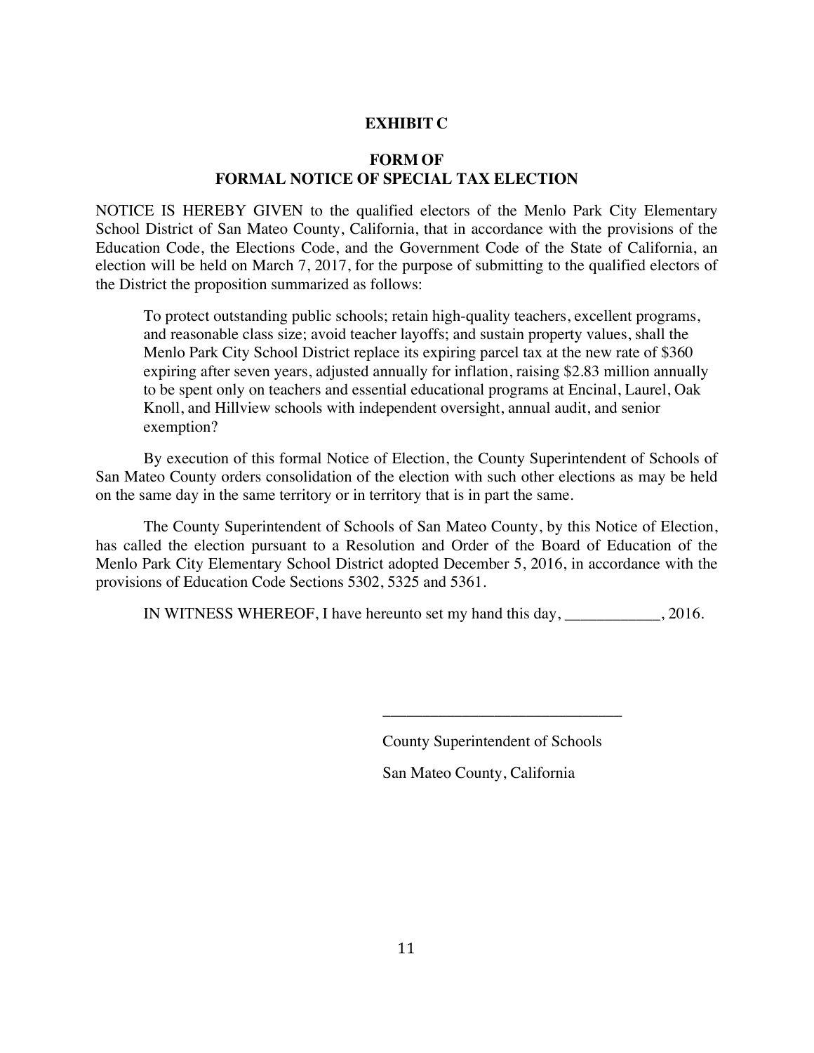**EXHIBIT C**

**FORM OF**
**FORMAL NOTICE OF SPECIAL TAX ELECTION**

NOTICE IS HEREBY GIVEN to the qualified electors of the Menlo Park City Elementary School District of San Mateo County, California, that in accordance with the provisions of the Education Code, the Elections Code, and the Government Code of the State of California, an election will be held on March 7, 2017, for the purpose of submitting to the qualified electors of the District the proposition summarized as follows:

> To protect outstanding public schools; retain high-quality teachers, excellent programs, and reasonable class size; avoid teacher layoffs; and sustain property values, shall the Menlo Park City School District replace its expiring parcel tax at the new rate of $360 expiring after seven years, adjusted annually for inflation, raising $2.83 million annually to be spent only on teachers and essential educational programs at Encinal, Laurel, Oak Knoll, and Hillview schools with independent oversight, annual audit, and senior exemption?

By execution of this formal Notice of Election, the County Superintendent of Schools of San Mateo County orders consolidation of the election with such other elections as may be held on the same day in the same territory or in territory that is in part the same.

The County Superintendent of Schools of San Mateo County, by this Notice of Election, has called the election pursuant to a Resolution and Order of the Board of Education of the Menlo Park City Elementary School District adopted December 5, 2016, in accordance with the provisions of Education Code Sections 5302, 5325 and 5361.

IN WITNESS WHEREOF, I have hereunto set my hand this day, ____________, 2016.

______________________________

County Superintendent of Schools

San Mateo County, California